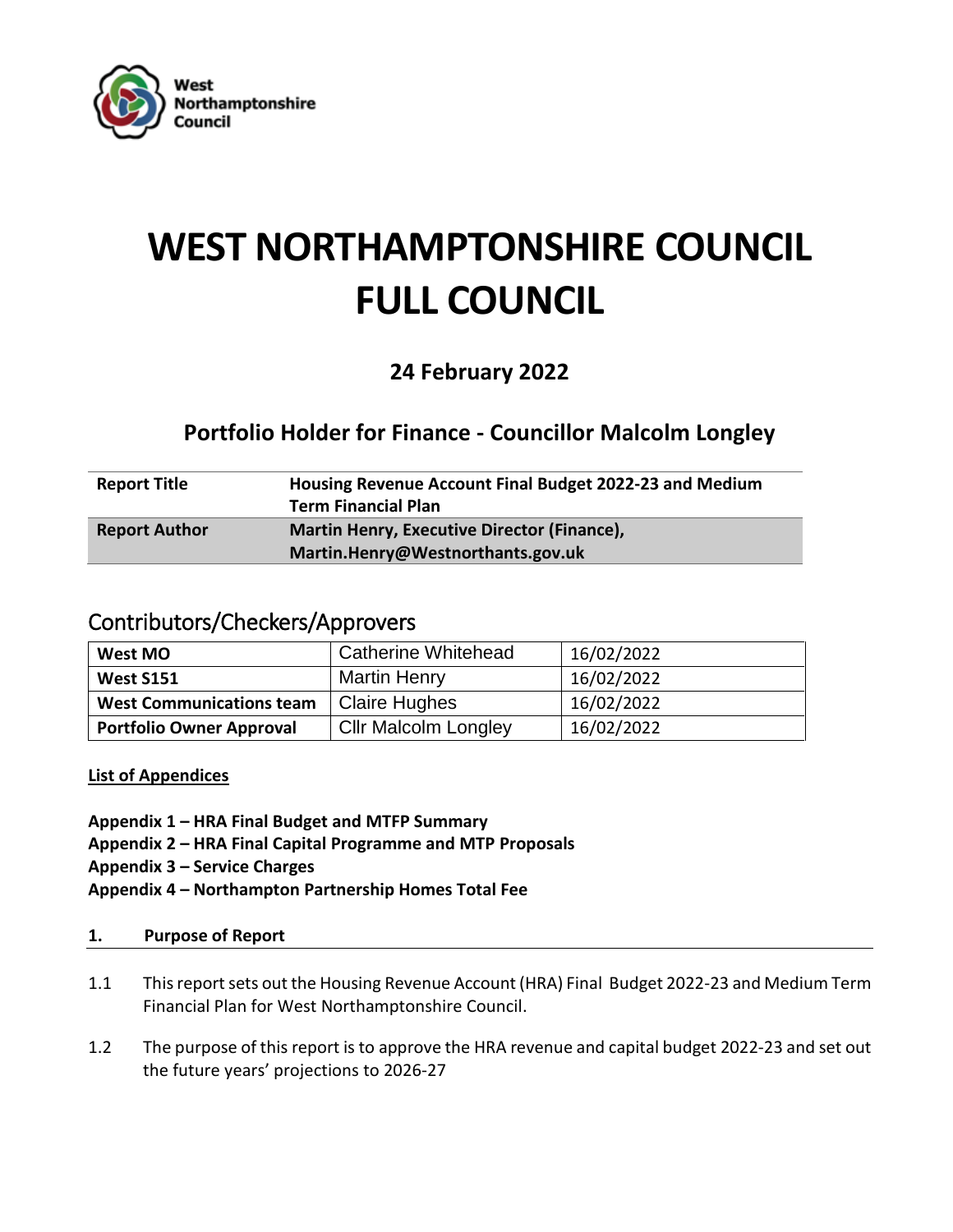West Northamptonshire Council

# WEST NORTHAMPTONSHIRE COUNCIL FULL COUNCIL

## 24 February 2022

## Portfolio Holder for Finance - Councillor Malcolm Longley

| | |
|---|---|
| **Report Title** | **Housing Revenue Account Final Budget 2022-23 and Medium Term Financial Plan** |
| **Report Author** | **Martin Henry, Executive Director (Finance), Martin.Henry@Westnorthants.gov.uk** |

## Contributors/Checkers/Approvers

| | | |
|---|---|---|
| **West MO** | Catherine Whitehead | 16/02/2022 |
| **West S151** | Martin Henry | 16/02/2022 |
| **West Communications team** | Claire Hughes | 16/02/2022 |
| **Portfolio Owner Approval** | Cllr Malcolm Longley | 16/02/2022 |

**List of Appendices**

**Appendix 1 – HRA Final Budget and MTFP Summary**
**Appendix 2 – HRA Final Capital Programme and MTP Proposals**
**Appendix 3 – Service Charges**
**Appendix 4 – Northampton Partnership Homes Total Fee**

### 1. Purpose of Report

1.1 This report sets out the Housing Revenue Account (HRA) Final Budget 2022-23 and Medium Term Financial Plan for West Northamptonshire Council.

1.2 The purpose of this report is to approve the HRA revenue and capital budget 2022-23 and set out the future years' projections to 2026-27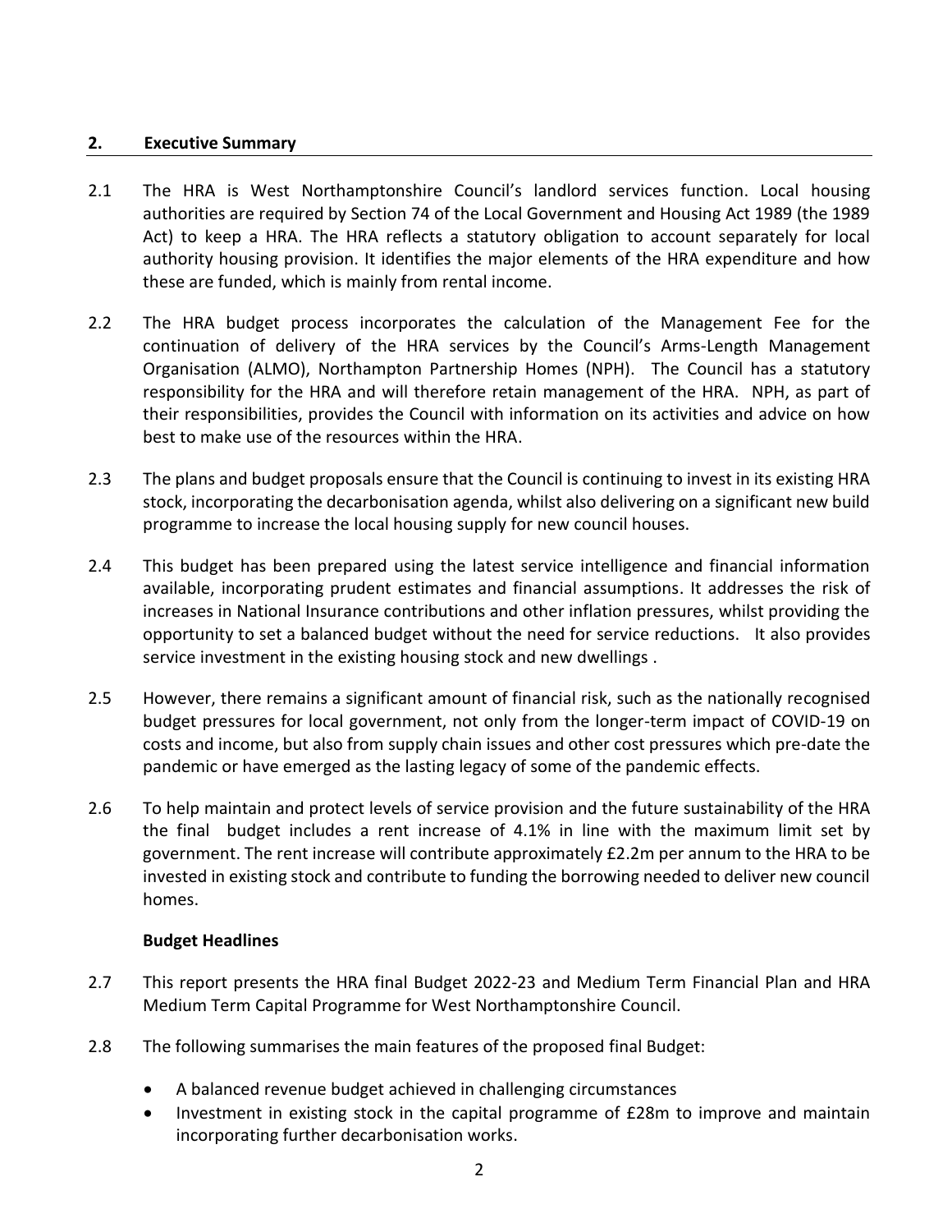## 2. Executive Summary

2.1 The HRA is West Northamptonshire Council's landlord services function. Local housing authorities are required by Section 74 of the Local Government and Housing Act 1989 (the 1989 Act) to keep a HRA. The HRA reflects a statutory obligation to account separately for local authority housing provision. It identifies the major elements of the HRA expenditure and how these are funded, which is mainly from rental income.

2.2 The HRA budget process incorporates the calculation of the Management Fee for the continuation of delivery of the HRA services by the Council's Arms-Length Management Organisation (ALMO), Northampton Partnership Homes (NPH). The Council has a statutory responsibility for the HRA and will therefore retain management of the HRA. NPH, as part of their responsibilities, provides the Council with information on its activities and advice on how best to make use of the resources within the HRA.

2.3 The plans and budget proposals ensure that the Council is continuing to invest in its existing HRA stock, incorporating the decarbonisation agenda, whilst also delivering on a significant new build programme to increase the local housing supply for new council houses.

2.4 This budget has been prepared using the latest service intelligence and financial information available, incorporating prudent estimates and financial assumptions. It addresses the risk of increases in National Insurance contributions and other inflation pressures, whilst providing the opportunity to set a balanced budget without the need for service reductions. It also provides service investment in the existing housing stock and new dwellings .

2.5 However, there remains a significant amount of financial risk, such as the nationally recognised budget pressures for local government, not only from the longer-term impact of COVID-19 on costs and income, but also from supply chain issues and other cost pressures which pre-date the pandemic or have emerged as the lasting legacy of some of the pandemic effects.

2.6 To help maintain and protect levels of service provision and the future sustainability of the HRA the final budget includes a rent increase of 4.1% in line with the maximum limit set by government. The rent increase will contribute approximately £2.2m per annum to the HRA to be invested in existing stock and contribute to funding the borrowing needed to deliver new council homes.

**Budget Headlines**

2.7 This report presents the HRA final Budget 2022-23 and Medium Term Financial Plan and HRA Medium Term Capital Programme for West Northamptonshire Council.

2.8 The following summarises the main features of the proposed final Budget:

- A balanced revenue budget achieved in challenging circumstances
- Investment in existing stock in the capital programme of £28m to improve and maintain incorporating further decarbonisation works.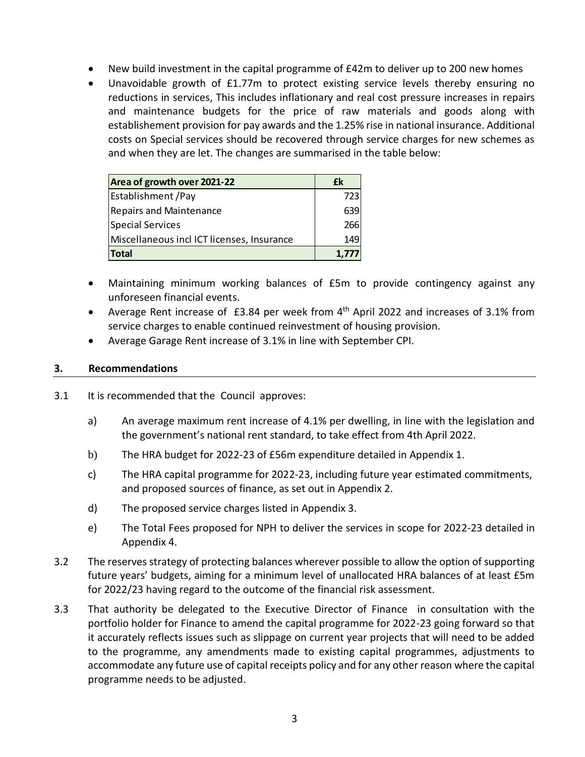- New build investment in the capital programme of £42m to deliver up to 200 new homes
- Unavoidable growth of £1.77m to protect existing service levels thereby ensuring no reductions in services, This includes inflationary and real cost pressure increases in repairs and maintenance budgets for the price of raw materials and goods along with establishement provision for pay awards and the 1.25% rise in national insurance. Additional costs on Special services should be recovered through service charges for new schemes as and when they are let. The changes are summarised in the table below:

| Area of growth over 2021-22 | £k |
|---|---|
| Establishment /Pay | 723 |
| Repairs and Maintenance | 639 |
| Special Services | 266 |
| Miscellaneous incl ICT licenses, Insurance | 149 |
| **Total** | **1,777** |

- Maintaining minimum working balances of £5m to provide contingency against any unforeseen financial events.
- Average Rent increase of £3.84 per week from 4th April 2022 and increases of 3.1% from service charges to enable continued reinvestment of housing provision.
- Average Garage Rent increase of 3.1% in line with September CPI.

## 3. Recommendations

3.1 It is recommended that the Council approves:

a) An average maximum rent increase of 4.1% per dwelling, in line with the legislation and the government's national rent standard, to take effect from 4th April 2022.

b) The HRA budget for 2022-23 of £56m expenditure detailed in Appendix 1.

c) The HRA capital programme for 2022-23, including future year estimated commitments, and proposed sources of finance, as set out in Appendix 2.

d) The proposed service charges listed in Appendix 3.

e) The Total Fees proposed for NPH to deliver the services in scope for 2022-23 detailed in Appendix 4.

3.2 The reserves strategy of protecting balances wherever possible to allow the option of supporting future years' budgets, aiming for a minimum level of unallocated HRA balances of at least £5m for 2022/23 having regard to the outcome of the financial risk assessment.

3.3 That authority be delegated to the Executive Director of Finance in consultation with the portfolio holder for Finance to amend the capital programme for 2022-23 going forward so that it accurately reflects issues such as slippage on current year projects that will need to be added to the programme, any amendments made to existing capital programmes, adjustments to accommodate any future use of capital receipts policy and for any other reason where the capital programme needs to be adjusted.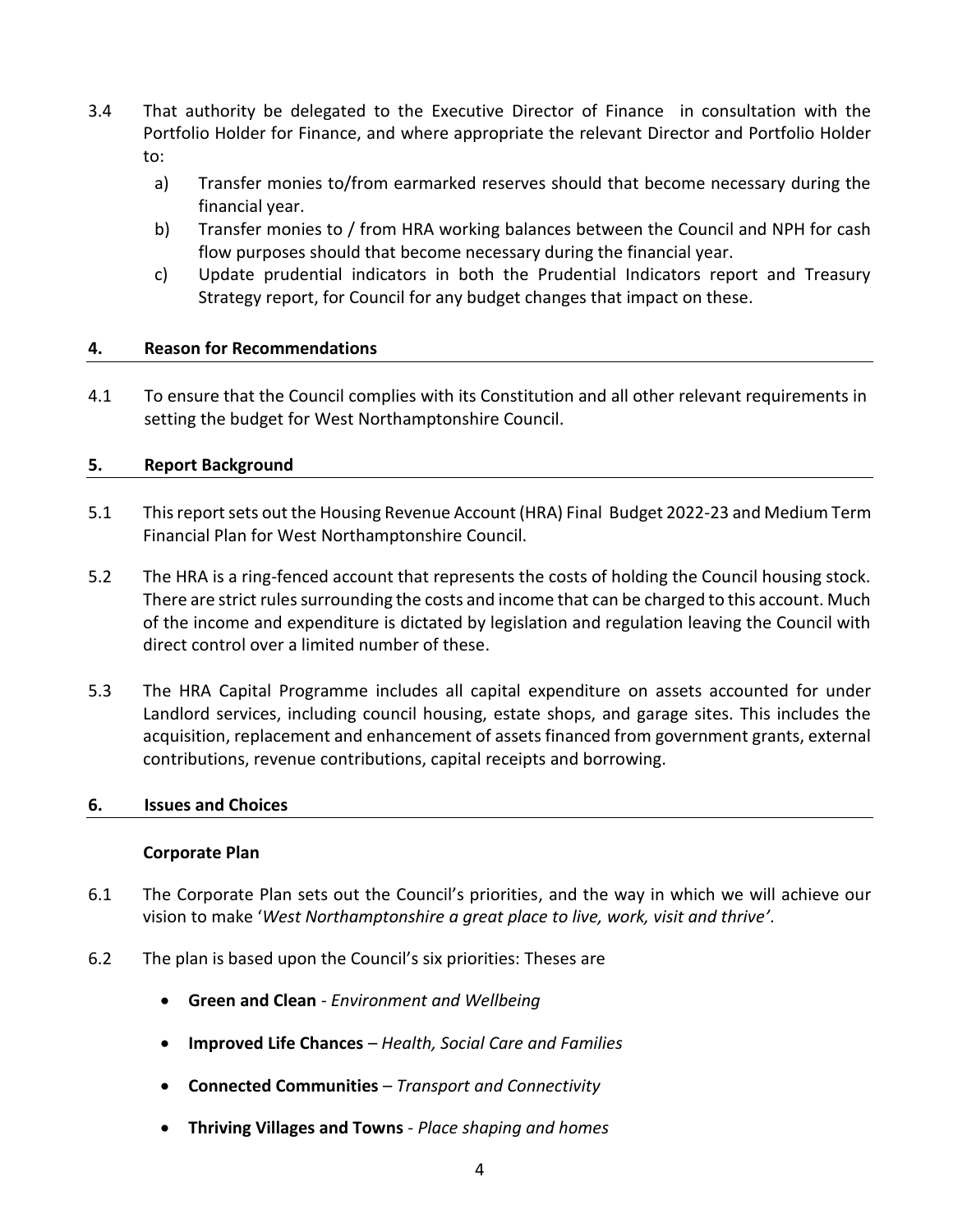3.4 That authority be delegated to the Executive Director of Finance in consultation with the Portfolio Holder for Finance, and where appropriate the relevant Director and Portfolio Holder to:

   a) Transfer monies to/from earmarked reserves should that become necessary during the financial year.
   b) Transfer monies to / from HRA working balances between the Council and NPH for cash flow purposes should that become necessary during the financial year.
   c) Update prudential indicators in both the Prudential Indicators report and Treasury Strategy report, for Council for any budget changes that impact on these.

## 4. Reason for Recommendations

4.1 To ensure that the Council complies with its Constitution and all other relevant requirements in setting the budget for West Northamptonshire Council.

## 5. Report Background

5.1 This report sets out the Housing Revenue Account (HRA) Final Budget 2022-23 and Medium Term Financial Plan for West Northamptonshire Council.

5.2 The HRA is a ring-fenced account that represents the costs of holding the Council housing stock. There are strict rules surrounding the costs and income that can be charged to this account. Much of the income and expenditure is dictated by legislation and regulation leaving the Council with direct control over a limited number of these.

5.3 The HRA Capital Programme includes all capital expenditure on assets accounted for under Landlord services, including council housing, estate shops, and garage sites. This includes the acquisition, replacement and enhancement of assets financed from government grants, external contributions, revenue contributions, capital receipts and borrowing.

## 6. Issues and Choices

### Corporate Plan

6.1 The Corporate Plan sets out the Council's priorities, and the way in which we will achieve our vision to make '*West Northamptonshire a great place to live, work, visit and thrive'*.

6.2 The plan is based upon the Council's six priorities: Theses are

- **Green and Clean** - *Environment and Wellbeing*
- **Improved Life Chances** – *Health, Social Care and Families*
- **Connected Communities** – *Transport and Connectivity*
- **Thriving Villages and Towns** - *Place shaping and homes*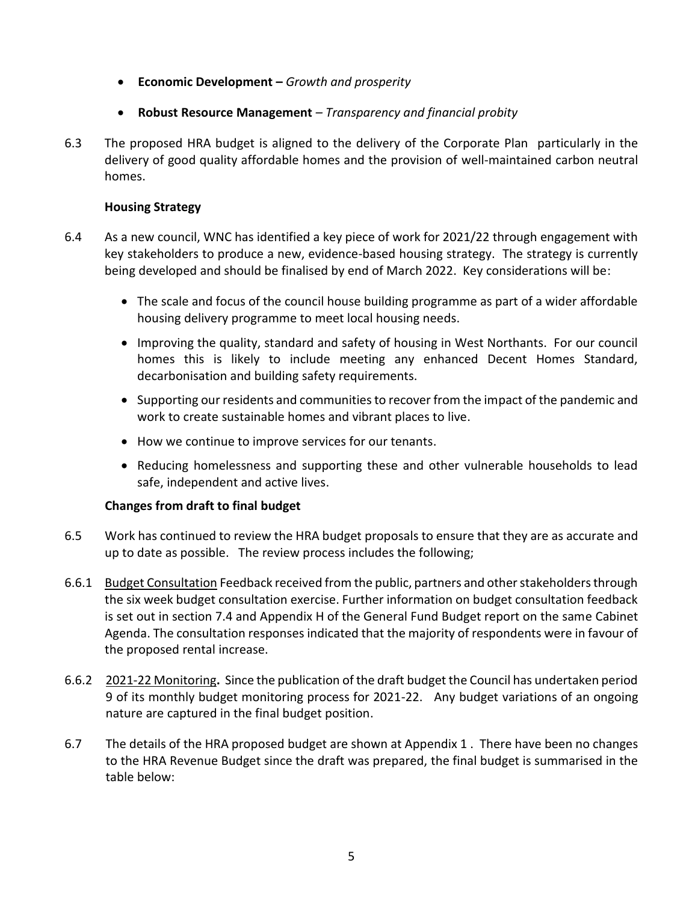- **Economic Development –** *Growth and prosperity*
- **Robust Resource Management** – *Transparency and financial probity*

6.3 The proposed HRA budget is aligned to the delivery of the Corporate Plan particularly in the delivery of good quality affordable homes and the provision of well-maintained carbon neutral homes.

**Housing Strategy**

6.4 As a new council, WNC has identified a key piece of work for 2021/22 through engagement with key stakeholders to produce a new, evidence-based housing strategy. The strategy is currently being developed and should be finalised by end of March 2022. Key considerations will be:

- The scale and focus of the council house building programme as part of a wider affordable housing delivery programme to meet local housing needs.
- Improving the quality, standard and safety of housing in West Northants. For our council homes this is likely to include meeting any enhanced Decent Homes Standard, decarbonisation and building safety requirements.
- Supporting our residents and communities to recover from the impact of the pandemic and work to create sustainable homes and vibrant places to live.
- How we continue to improve services for our tenants.
- Reducing homelessness and supporting these and other vulnerable households to lead safe, independent and active lives.

**Changes from draft to final budget**

6.5 Work has continued to review the HRA budget proposals to ensure that they are as accurate and up to date as possible. The review process includes the following;

6.6.1 Budget Consultation Feedback received from the public, partners and other stakeholders through the six week budget consultation exercise. Further information on budget consultation feedback is set out in section 7.4 and Appendix H of the General Fund Budget report on the same Cabinet Agenda. The consultation responses indicated that the majority of respondents were in favour of the proposed rental increase.

6.6.2 2021-22 Monitoring**.** Since the publication of the draft budget the Council has undertaken period 9 of its monthly budget monitoring process for 2021-22. Any budget variations of an ongoing nature are captured in the final budget position.

6.7 The details of the HRA proposed budget are shown at Appendix 1 . There have been no changes to the HRA Revenue Budget since the draft was prepared, the final budget is summarised in the table below: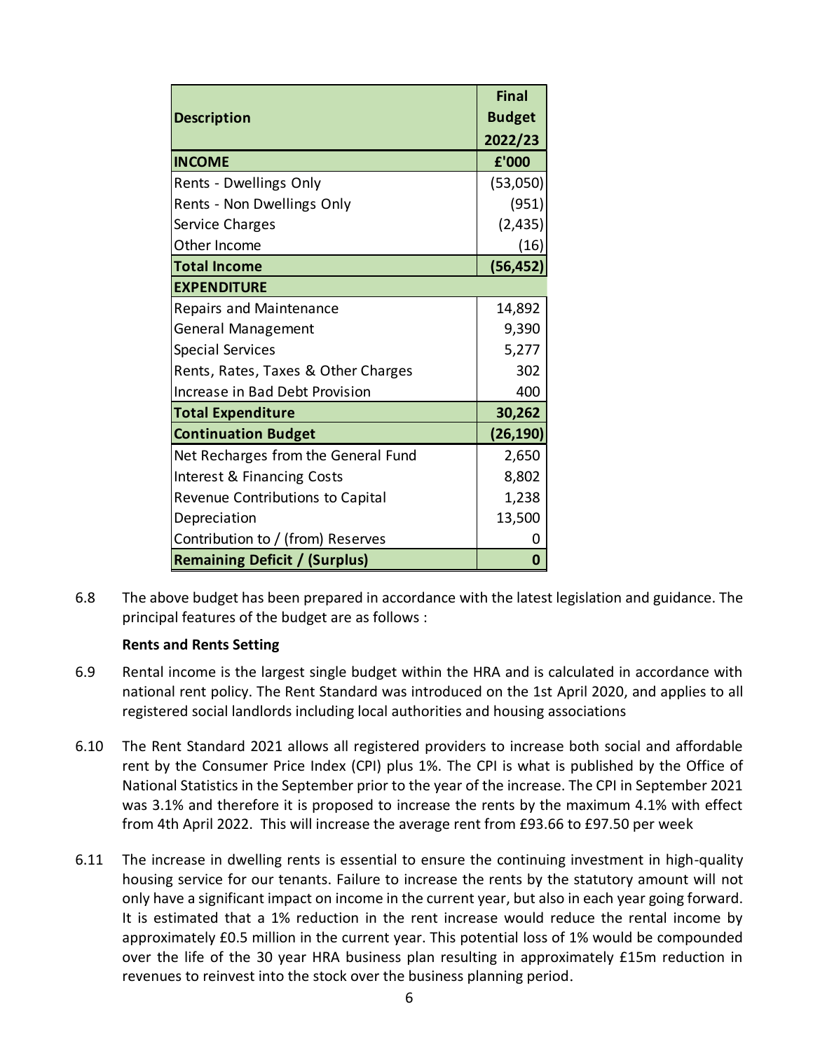| Description | Final Budget 2022/23 |
|---|---|
| **INCOME** | **£'000** |
| Rents - Dwellings Only | (53,050) |
| Rents - Non Dwellings Only | (951) |
| Service Charges | (2,435) |
| Other Income | (16) |
| **Total Income** | **(56,452)** |
| **EXPENDITURE** | |
| Repairs and Maintenance | 14,892 |
| General Management | 9,390 |
| Special Services | 5,277 |
| Rents, Rates, Taxes & Other Charges | 302 |
| Increase in Bad Debt Provision | 400 |
| **Total Expenditure** | **30,262** |
| **Continuation Budget** | **(26,190)** |
| Net Recharges from the General Fund | 2,650 |
| Interest & Financing Costs | 8,802 |
| Revenue Contributions to Capital | 1,238 |
| Depreciation | 13,500 |
| Contribution to / (from) Reserves | 0 |
| **Remaining Deficit / (Surplus)** | **0** |

6.8 The above budget has been prepared in accordance with the latest legislation and guidance. The principal features of the budget are as follows :

**Rents and Rents Setting**

6.9 Rental income is the largest single budget within the HRA and is calculated in accordance with national rent policy. The Rent Standard was introduced on the 1st April 2020, and applies to all registered social landlords including local authorities and housing associations

6.10 The Rent Standard 2021 allows all registered providers to increase both social and affordable rent by the Consumer Price Index (CPI) plus 1%. The CPI is what is published by the Office of National Statistics in the September prior to the year of the increase. The CPI in September 2021 was 3.1% and therefore it is proposed to increase the rents by the maximum 4.1% with effect from 4th April 2022. This will increase the average rent from £93.66 to £97.50 per week

6.11 The increase in dwelling rents is essential to ensure the continuing investment in high-quality housing service for our tenants. Failure to increase the rents by the statutory amount will not only have a significant impact on income in the current year, but also in each year going forward. It is estimated that a 1% reduction in the rent increase would reduce the rental income by approximately £0.5 million in the current year. This potential loss of 1% would be compounded over the life of the 30 year HRA business plan resulting in approximately £15m reduction in revenues to reinvest into the stock over the business planning period.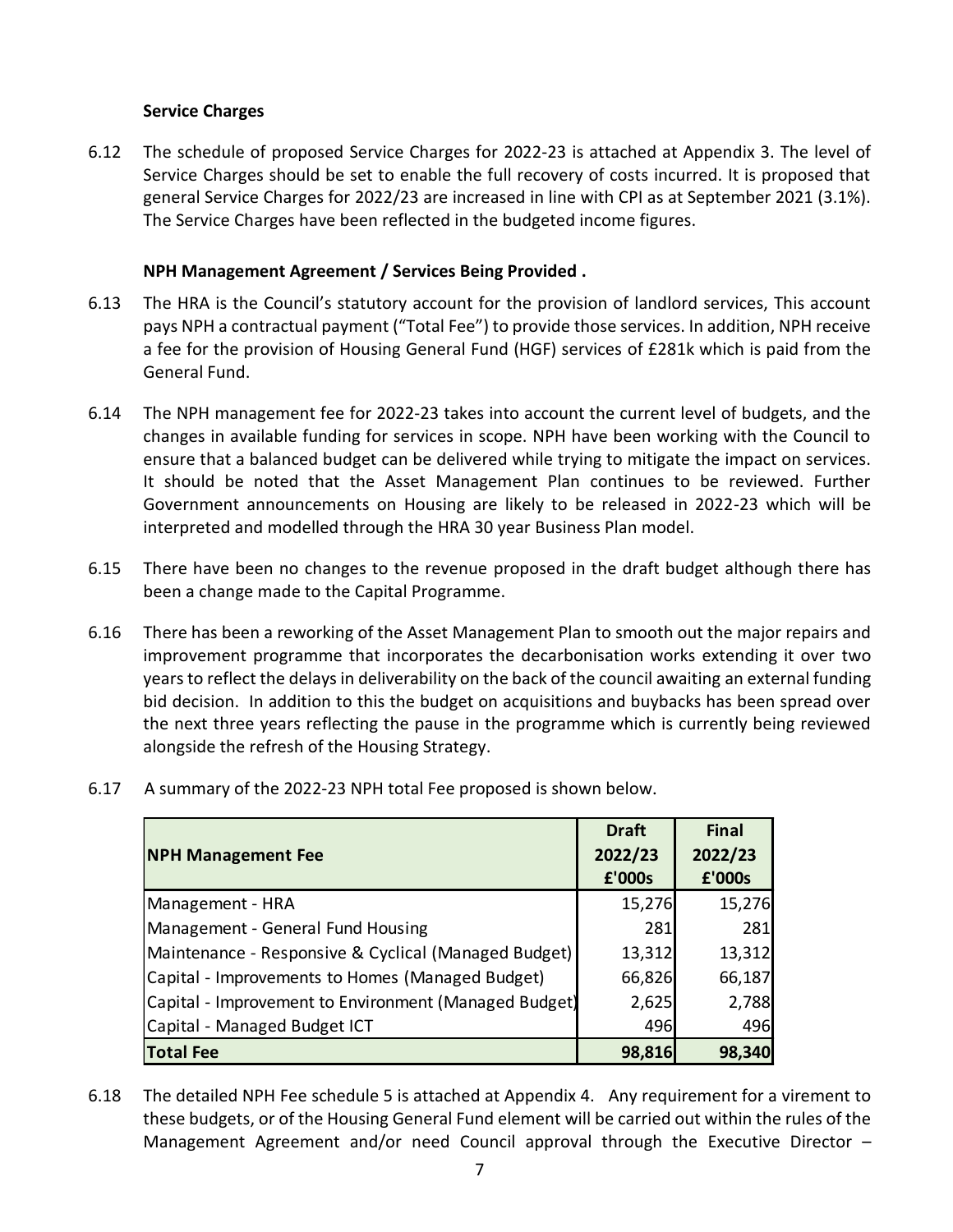**Service Charges**

6.12 The schedule of proposed Service Charges for 2022-23 is attached at Appendix 3. The level of Service Charges should be set to enable the full recovery of costs incurred. It is proposed that general Service Charges for 2022/23 are increased in line with CPI as at September 2021 (3.1%). The Service Charges have been reflected in the budgeted income figures.

**NPH Management Agreement / Services Being Provided .**

6.13 The HRA is the Council's statutory account for the provision of landlord services, This account pays NPH a contractual payment ("Total Fee") to provide those services. In addition, NPH receive a fee for the provision of Housing General Fund (HGF) services of £281k which is paid from the General Fund.

6.14 The NPH management fee for 2022-23 takes into account the current level of budgets, and the changes in available funding for services in scope. NPH have been working with the Council to ensure that a balanced budget can be delivered while trying to mitigate the impact on services. It should be noted that the Asset Management Plan continues to be reviewed. Further Government announcements on Housing are likely to be released in 2022-23 which will be interpreted and modelled through the HRA 30 year Business Plan model.

6.15 There have been no changes to the revenue proposed in the draft budget although there has been a change made to the Capital Programme.

6.16 There has been a reworking of the Asset Management Plan to smooth out the major repairs and improvement programme that incorporates the decarbonisation works extending it over two years to reflect the delays in deliverability on the back of the council awaiting an external funding bid decision. In addition to this the budget on acquisitions and buybacks has been spread over the next three years reflecting the pause in the programme which is currently being reviewed alongside the refresh of the Housing Strategy.

6.17 A summary of the 2022-23 NPH total Fee proposed is shown below.

| NPH Management Fee | Draft 2022/23 £'000s | Final 2022/23 £'000s |
|---|---|---|
| Management - HRA | 15,276 | 15,276 |
| Management - General Fund Housing | 281 | 281 |
| Maintenance - Responsive & Cyclical (Managed Budget) | 13,312 | 13,312 |
| Capital - Improvements to Homes (Managed Budget) | 66,826 | 66,187 |
| Capital - Improvement to Environment (Managed Budget) | 2,625 | 2,788 |
| Capital - Managed Budget ICT | 496 | 496 |
| **Total Fee** | **98,816** | **98,340** |

6.18 The detailed NPH Fee schedule 5 is attached at Appendix 4. Any requirement for a virement to these budgets, or of the Housing General Fund element will be carried out within the rules of the Management Agreement and/or need Council approval through the Executive Director –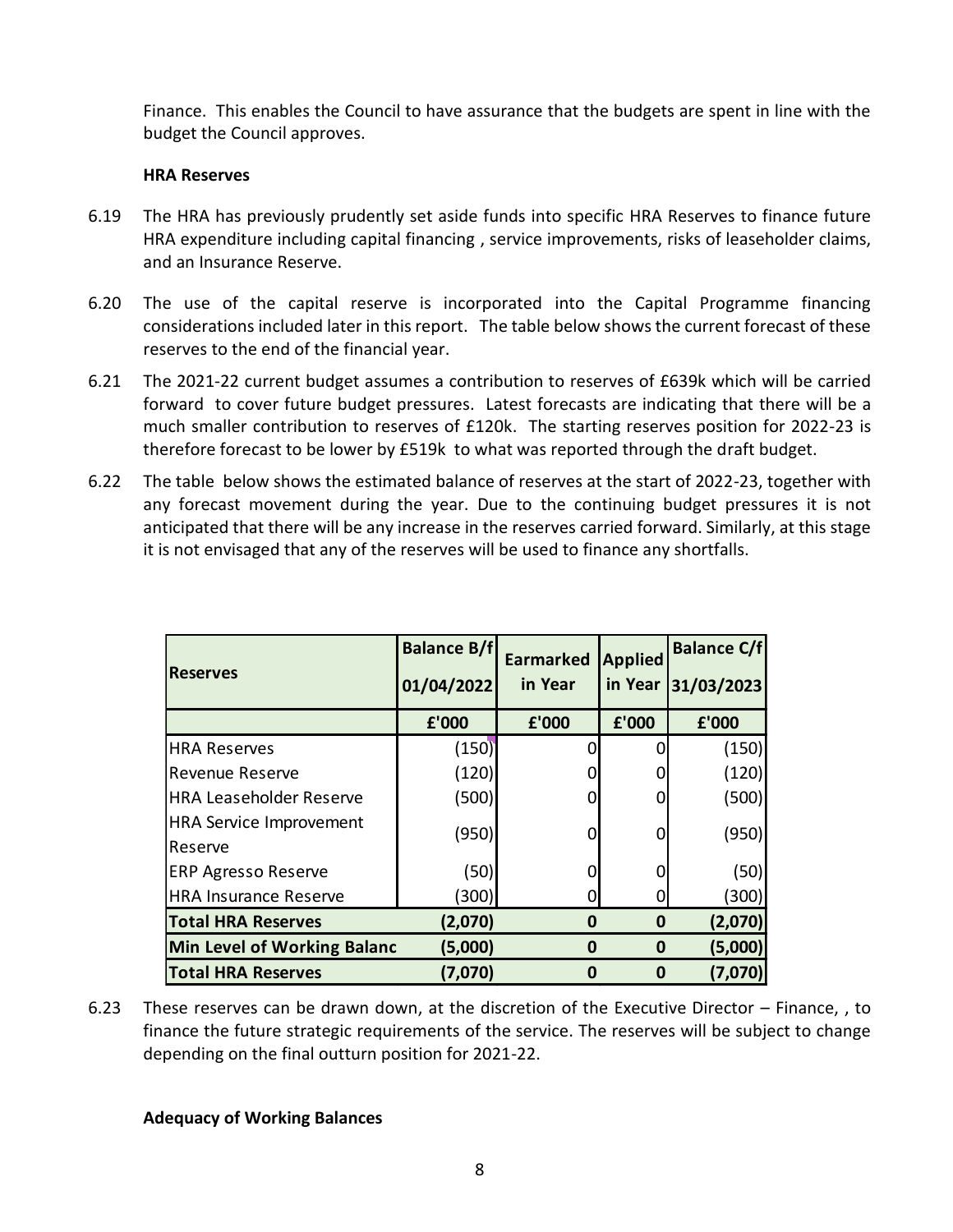Finance. This enables the Council to have assurance that the budgets are spent in line with the budget the Council approves.

**HRA Reserves**

6.19 The HRA has previously prudently set aside funds into specific HRA Reserves to finance future HRA expenditure including capital financing , service improvements, risks of leaseholder claims, and an Insurance Reserve.

6.20 The use of the capital reserve is incorporated into the Capital Programme financing considerations included later in this report. The table below shows the current forecast of these reserves to the end of the financial year.

6.21 The 2021-22 current budget assumes a contribution to reserves of £639k which will be carried forward to cover future budget pressures. Latest forecasts are indicating that there will be a much smaller contribution to reserves of £120k. The starting reserves position for 2022-23 is therefore forecast to be lower by £519k to what was reported through the draft budget.

6.22 The table below shows the estimated balance of reserves at the start of 2022-23, together with any forecast movement during the year. Due to the continuing budget pressures it is not anticipated that there will be any increase in the reserves carried forward. Similarly, at this stage it is not envisaged that any of the reserves will be used to finance any shortfalls.

| Reserves | Balance B/f 01/04/2022 | Earmarked in Year | Applied in Year | Balance C/f 31/03/2023 |
|---|---|---|---|---|
| | £'000 | £'000 | £'000 | £'000 |
| HRA Reserves | (150) | 0 | 0 | (150) |
| Revenue Reserve | (120) | 0 | 0 | (120) |
| HRA Leaseholder Reserve | (500) | 0 | 0 | (500) |
| HRA Service Improvement Reserve | (950) | 0 | 0 | (950) |
| ERP Agresso Reserve | (50) | 0 | 0 | (50) |
| HRA Insurance Reserve | (300) | 0 | 0 | (300) |
| **Total HRA Reserves** | **(2,070)** | **0** | **0** | **(2,070)** |
| **Min Level of Working Balanc** | **(5,000)** | **0** | **0** | **(5,000)** |
| **Total HRA Reserves** | **(7,070)** | **0** | **0** | **(7,070)** |

6.23 These reserves can be drawn down, at the discretion of the Executive Director – Finance, , to finance the future strategic requirements of the service. The reserves will be subject to change depending on the final outturn position for 2021-22.

**Adequacy of Working Balances**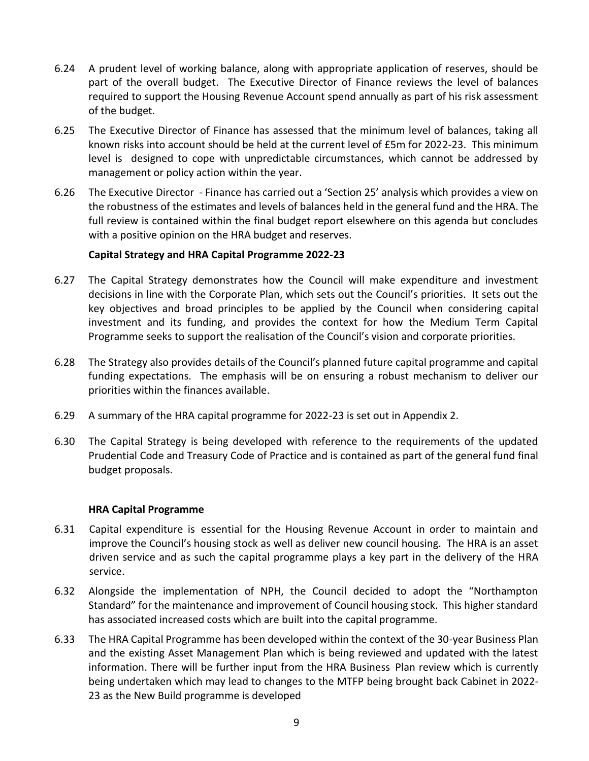6.24 A prudent level of working balance, along with appropriate application of reserves, should be part of the overall budget. The Executive Director of Finance reviews the level of balances required to support the Housing Revenue Account spend annually as part of his risk assessment of the budget.

6.25 The Executive Director of Finance has assessed that the minimum level of balances, taking all known risks into account should be held at the current level of £5m for 2022-23. This minimum level is designed to cope with unpredictable circumstances, which cannot be addressed by management or policy action within the year.

6.26 The Executive Director - Finance has carried out a 'Section 25' analysis which provides a view on the robustness of the estimates and levels of balances held in the general fund and the HRA. The full review is contained within the final budget report elsewhere on this agenda but concludes with a positive opinion on the HRA budget and reserves.

**Capital Strategy and HRA Capital Programme 2022-23**

6.27 The Capital Strategy demonstrates how the Council will make expenditure and investment decisions in line with the Corporate Plan, which sets out the Council's priorities. It sets out the key objectives and broad principles to be applied by the Council when considering capital investment and its funding, and provides the context for how the Medium Term Capital Programme seeks to support the realisation of the Council's vision and corporate priorities.

6.28 The Strategy also provides details of the Council's planned future capital programme and capital funding expectations. The emphasis will be on ensuring a robust mechanism to deliver our priorities within the finances available.

6.29 A summary of the HRA capital programme for 2022-23 is set out in Appendix 2.

6.30 The Capital Strategy is being developed with reference to the requirements of the updated Prudential Code and Treasury Code of Practice and is contained as part of the general fund final budget proposals.

**HRA Capital Programme**

6.31 Capital expenditure is essential for the Housing Revenue Account in order to maintain and improve the Council's housing stock as well as deliver new council housing. The HRA is an asset driven service and as such the capital programme plays a key part in the delivery of the HRA service.

6.32 Alongside the implementation of NPH, the Council decided to adopt the "Northampton Standard" for the maintenance and improvement of Council housing stock. This higher standard has associated increased costs which are built into the capital programme.

6.33 The HRA Capital Programme has been developed within the context of the 30-year Business Plan and the existing Asset Management Plan which is being reviewed and updated with the latest information. There will be further input from the HRA Business Plan review which is currently being undertaken which may lead to changes to the MTFP being brought back Cabinet in 2022-23 as the New Build programme is developed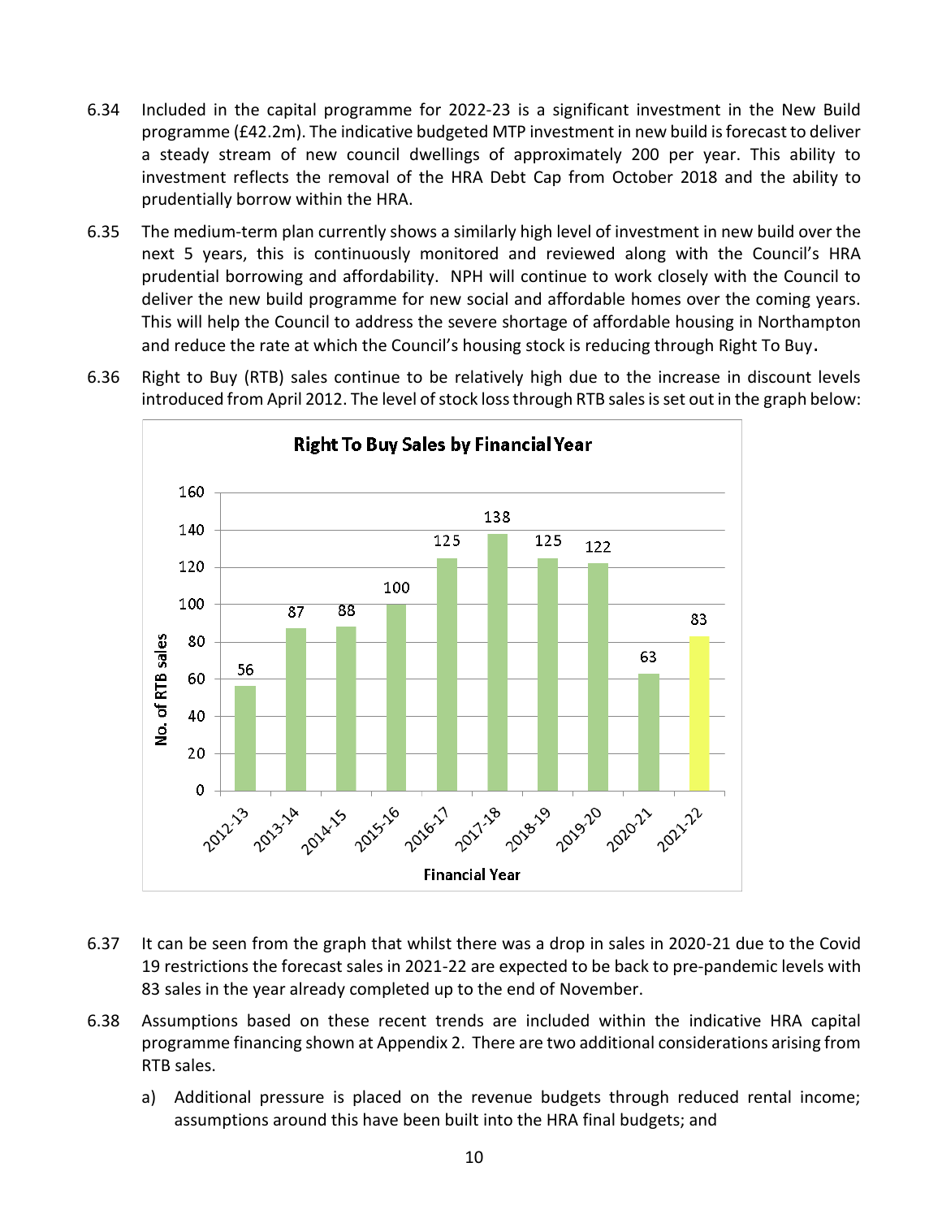6.34 Included in the capital programme for 2022-23 is a significant investment in the New Build programme (£42.2m). The indicative budgeted MTP investment in new build is forecast to deliver a steady stream of new council dwellings of approximately 200 per year. This ability to investment reflects the removal of the HRA Debt Cap from October 2018 and the ability to prudentially borrow within the HRA.

6.35 The medium-term plan currently shows a similarly high level of investment in new build over the next 5 years, this is continuously monitored and reviewed along with the Council's HRA prudential borrowing and affordability. NPH will continue to work closely with the Council to deliver the new build programme for new social and affordable homes over the coming years. This will help the Council to address the severe shortage of affordable housing in Northampton and reduce the rate at which the Council's housing stock is reducing through Right To Buy.

6.36 Right to Buy (RTB) sales continue to be relatively high due to the increase in discount levels introduced from April 2012. The level of stock loss through RTB sales is set out in the graph below:

**Right To Buy Sales by Financial Year**

| Financial Year | No. of RTB sales |
|---|---|
| 2012-13 | 56 |
| 2013-14 | 87 |
| 2014-15 | 88 |
| 2015-16 | 100 |
| 2016-17 | 125 |
| 2017-18 | 138 |
| 2018-19 | 125 |
| 2019-20 | 122 |
| 2020-21 | 63 |
| 2021-22 | 83 |

6.37 It can be seen from the graph that whilst there was a drop in sales in 2020-21 due to the Covid 19 restrictions the forecast sales in 2021-22 are expected to be back to pre-pandemic levels with 83 sales in the year already completed up to the end of November.

6.38 Assumptions based on these recent trends are included within the indicative HRA capital programme financing shown at Appendix 2. There are two additional considerations arising from RTB sales.

a) Additional pressure is placed on the revenue budgets through reduced rental income; assumptions around this have been built into the HRA final budgets; and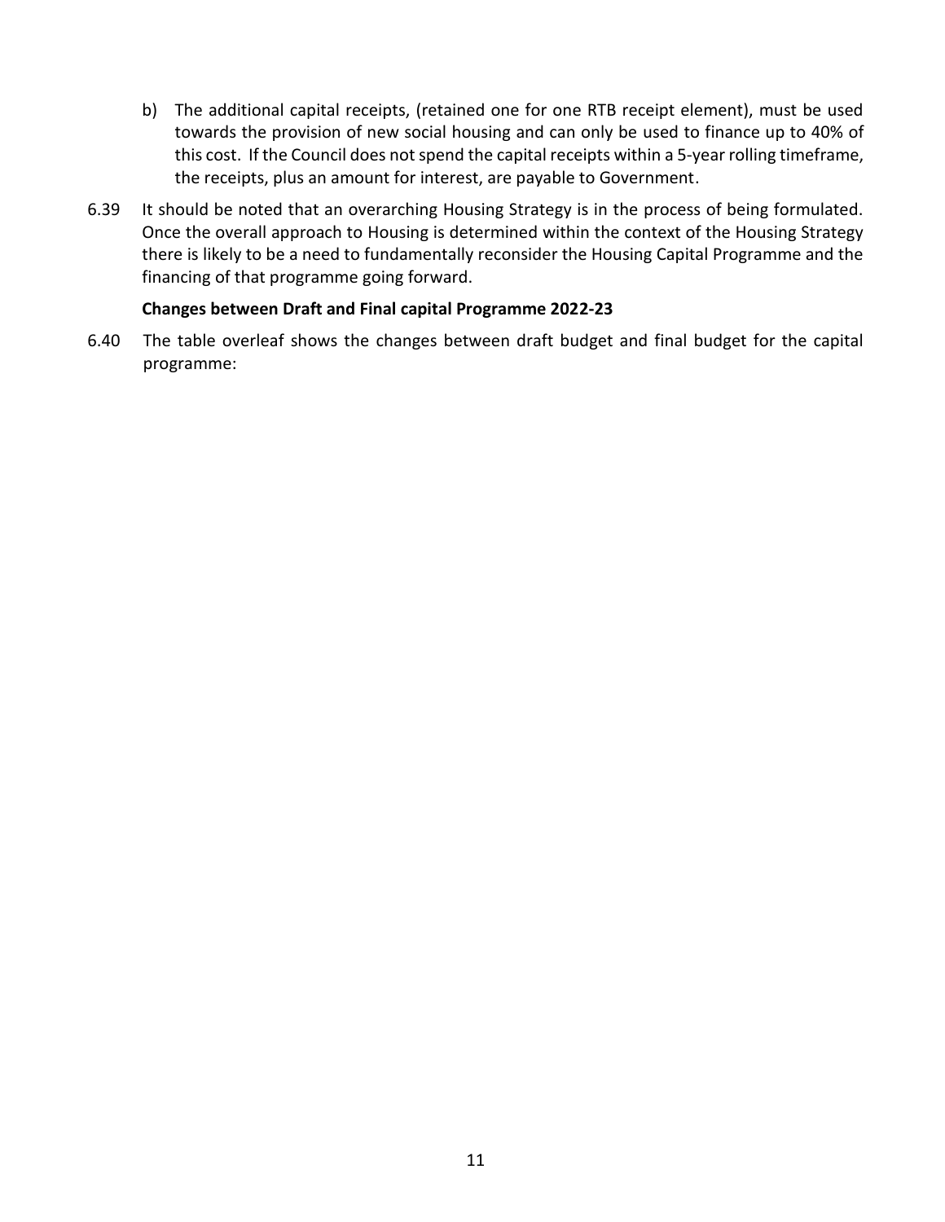b) The additional capital receipts, (retained one for one RTB receipt element), must be used towards the provision of new social housing and can only be used to finance up to 40% of this cost. If the Council does not spend the capital receipts within a 5-year rolling timeframe, the receipts, plus an amount for interest, are payable to Government.

6.39 It should be noted that an overarching Housing Strategy is in the process of being formulated. Once the overall approach to Housing is determined within the context of the Housing Strategy there is likely to be a need to fundamentally reconsider the Housing Capital Programme and the financing of that programme going forward.

**Changes between Draft and Final capital Programme 2022-23**

6.40 The table overleaf shows the changes between draft budget and final budget for the capital programme: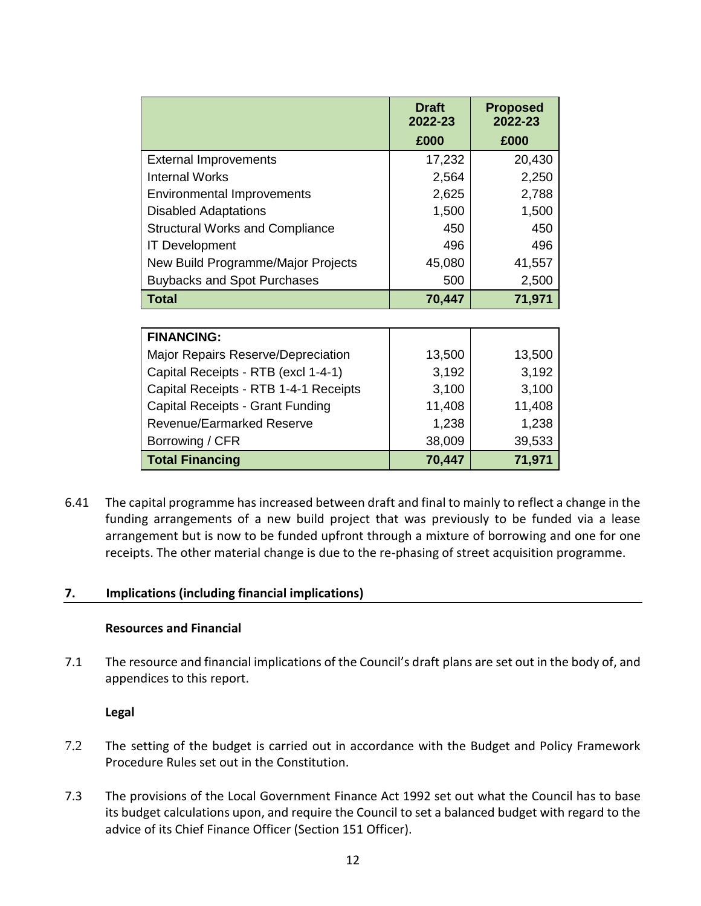| | Draft 2022-23 | Proposed 2022-23 |
|---|---|---|
| | £000 | £000 |
| External Improvements | 17,232 | 20,430 |
| Internal Works | 2,564 | 2,250 |
| Environmental Improvements | 2,625 | 2,788 |
| Disabled Adaptations | 1,500 | 1,500 |
| Structural Works and Compliance | 450 | 450 |
| IT Development | 496 | 496 |
| New Build Programme/Major Projects | 45,080 | 41,557 |
| Buybacks and Spot Purchases | 500 | 2,500 |
| **Total** | **70,447** | **71,971** |

| **FINANCING:** | | |
|---|---|---|
| Major Repairs Reserve/Depreciation | 13,500 | 13,500 |
| Capital Receipts - RTB (excl 1-4-1) | 3,192 | 3,192 |
| Capital Receipts - RTB 1-4-1 Receipts | 3,100 | 3,100 |
| Capital Receipts - Grant Funding | 11,408 | 11,408 |
| Revenue/Earmarked Reserve | 1,238 | 1,238 |
| Borrowing / CFR | 38,009 | 39,533 |
| **Total Financing** | **70,447** | **71,971** |

6.41 The capital programme has increased between draft and final to mainly to reflect a change in the funding arrangements of a new build project that was previously to be funded via a lease arrangement but is now to be funded upfront through a mixture of borrowing and one for one receipts. The other material change is due to the re-phasing of street acquisition programme.

## 7. Implications (including financial implications)

**Resources and Financial**

7.1 The resource and financial implications of the Council's draft plans are set out in the body of, and appendices to this report.

**Legal**

7.2 The setting of the budget is carried out in accordance with the Budget and Policy Framework Procedure Rules set out in the Constitution.

7.3 The provisions of the Local Government Finance Act 1992 set out what the Council has to base its budget calculations upon, and require the Council to set a balanced budget with regard to the advice of its Chief Finance Officer (Section 151 Officer).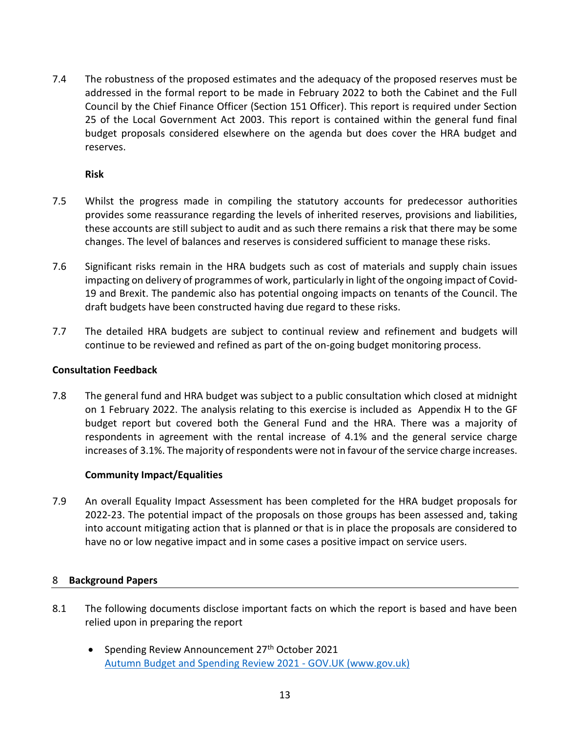7.4 The robustness of the proposed estimates and the adequacy of the proposed reserves must be addressed in the formal report to be made in February 2022 to both the Cabinet and the Full Council by the Chief Finance Officer (Section 151 Officer). This report is required under Section 25 of the Local Government Act 2003. This report is contained within the general fund final budget proposals considered elsewhere on the agenda but does cover the HRA budget and reserves.

**Risk**

7.5 Whilst the progress made in compiling the statutory accounts for predecessor authorities provides some reassurance regarding the levels of inherited reserves, provisions and liabilities, these accounts are still subject to audit and as such there remains a risk that there may be some changes. The level of balances and reserves is considered sufficient to manage these risks.

7.6 Significant risks remain in the HRA budgets such as cost of materials and supply chain issues impacting on delivery of programmes of work, particularly in light of the ongoing impact of Covid-19 and Brexit. The pandemic also has potential ongoing impacts on tenants of the Council. The draft budgets have been constructed having due regard to these risks.

7.7 The detailed HRA budgets are subject to continual review and refinement and budgets will continue to be reviewed and refined as part of the on-going budget monitoring process.

**Consultation Feedback**

7.8 The general fund and HRA budget was subject to a public consultation which closed at midnight on 1 February 2022. The analysis relating to this exercise is included as Appendix H to the GF budget report but covered both the General Fund and the HRA. There was a majority of respondents in agreement with the rental increase of 4.1% and the general service charge increases of 3.1%. The majority of respondents were not in favour of the service charge increases.

**Community Impact/Equalities**

7.9 An overall Equality Impact Assessment has been completed for the HRA budget proposals for 2022-23. The potential impact of the proposals on those groups has been assessed and, taking into account mitigating action that is planned or that is in place the proposals are considered to have no or low negative impact and in some cases a positive impact on service users.

## 8 Background Papers

8.1 The following documents disclose important facts on which the report is based and have been relied upon in preparing the report

- Spending Review Announcement 27th October 2021
  Autumn Budget and Spending Review 2021 - GOV.UK (www.gov.uk)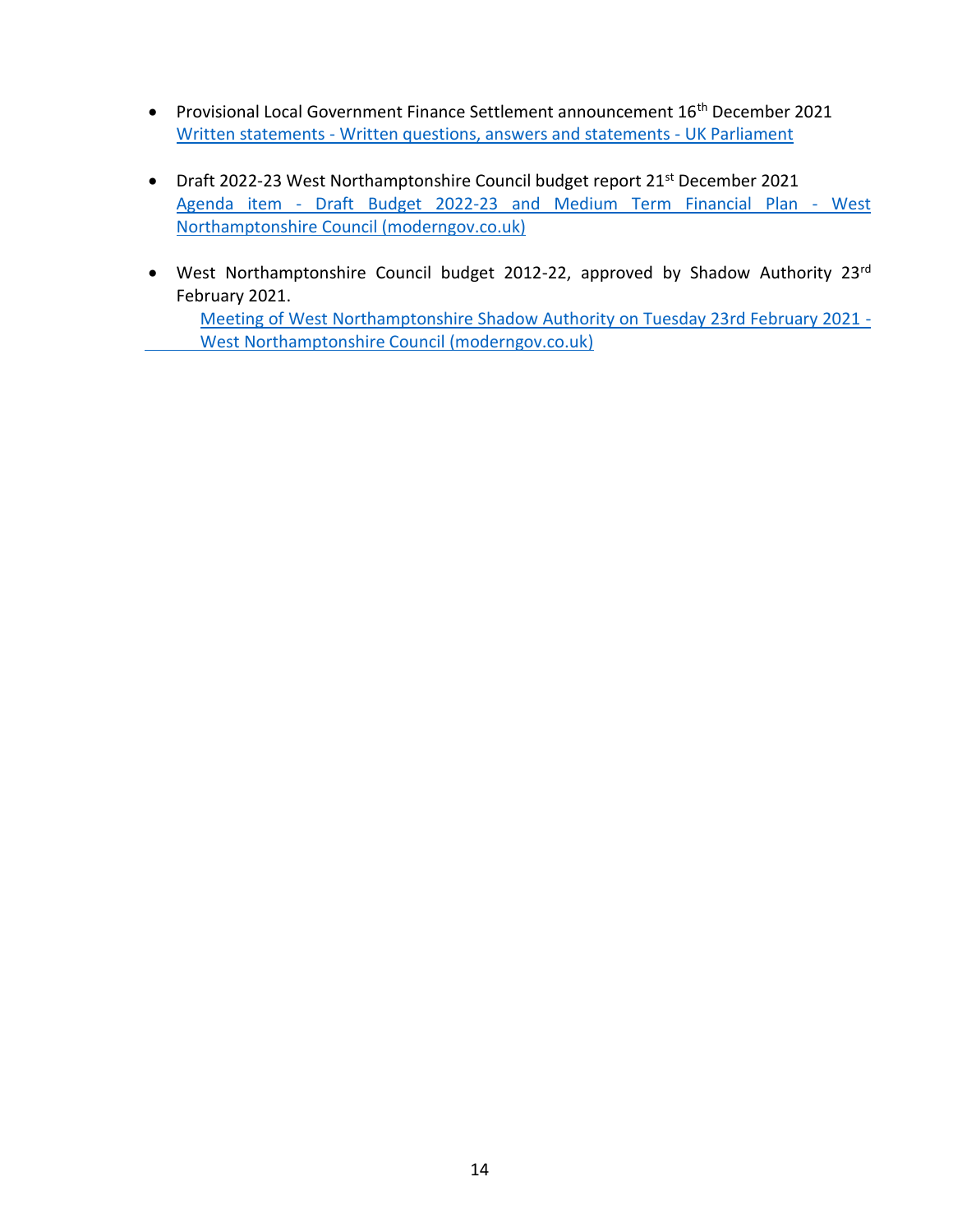- Provisional Local Government Finance Settlement announcement 16th December 2021
  Written statements - Written questions, answers and statements - UK Parliament

- Draft 2022-23 West Northamptonshire Council budget report 21st December 2021
  Agenda item - Draft Budget 2022-23 and Medium Term Financial Plan - West Northamptonshire Council (moderngov.co.uk)

- West Northamptonshire Council budget 2012-22, approved by Shadow Authority 23rd February 2021.
  Meeting of West Northamptonshire Shadow Authority on Tuesday 23rd February 2021 - West Northamptonshire Council (moderngov.co.uk)